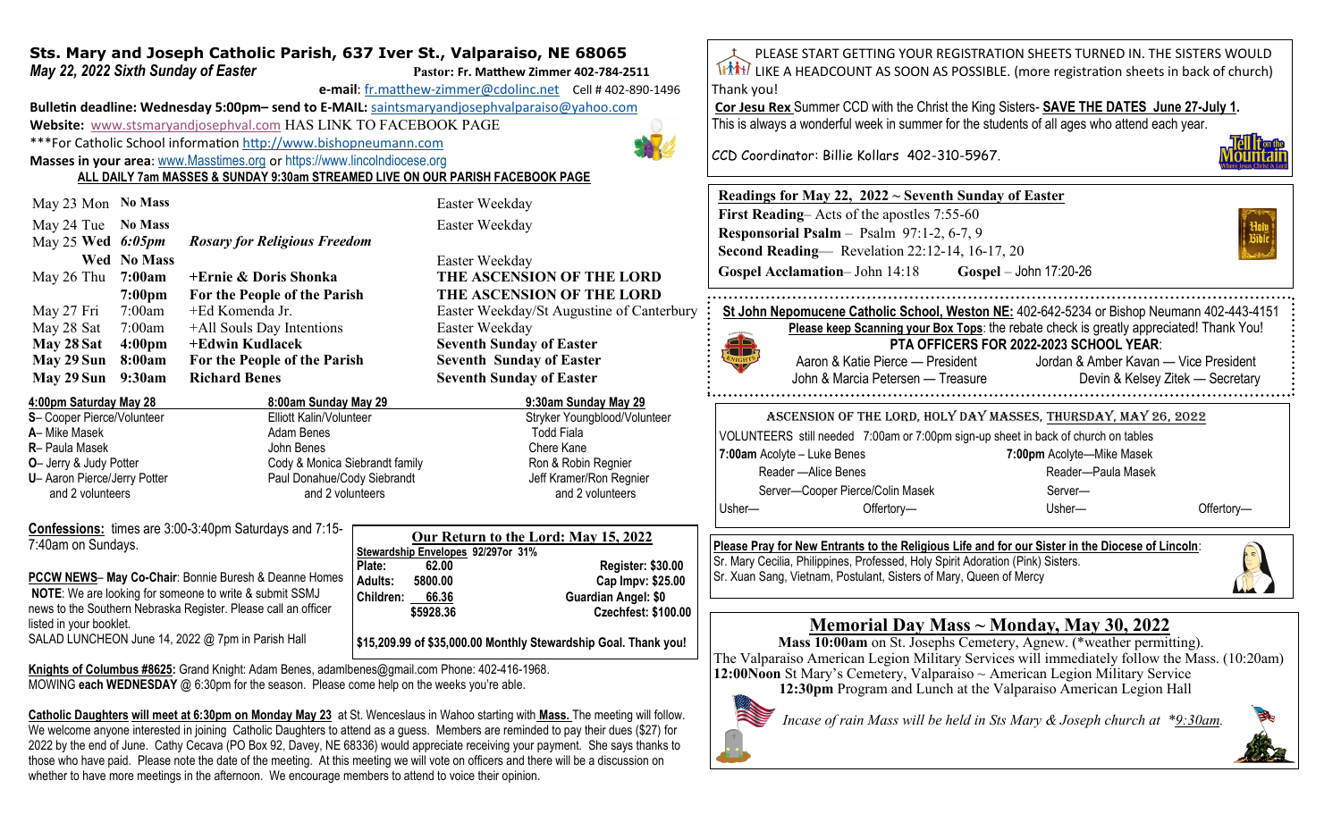# Sts. Mary and Joseph Catholic Parish, 637 Iver St., Valparaiso, NE 68065

***May 22, 2022 Sixth Sunday of Easter*** **Pastor: Fr. Matthew Zimmer 402-784-2511**

**e-mail**: fr.matthew-zimmer@cdolinc.net Cell # 402-890-1496

**Bulletin deadline: Wednesday 5:00pm– send to E-MAIL:** saintsmaryandjosephvalparaiso@yahoo.com

**Website:** www.stsmaryandjosephval.com HAS LINK TO FACEBOOK PAGE

***For Catholic School information http://www.bishopneumann.com

**Masses in your area**: www.Masstimes.org or https://www.lincolndiocese.org

**ALL DAILY 7am MASSES & SUNDAY 9:30am STREAMED LIVE ON OUR PARISH FACEBOOK PAGE**

| | | | |
|---|---|---|---|
| May 23 Mon | **No Mass** | | Easter Weekday |
| May 24 Tue | **No Mass** | | Easter Weekday |
| May 25 **Wed** | ***6:05pm*** | ***Rosary for Religious Freedom*** | |
| **Wed** | **No Mass** | | Easter Weekday |
| May 26 Thu | **7:00am** | **+Ernie & Doris Shonka** | **THE ASCENSION OF THE LORD** |
| | **7:00pm** | **For the People of the Parish** | **THE ASCENSION OF THE LORD** |
| May 27 Fri | 7:00am | +Ed Komenda Jr. | Easter Weekday/St Augustine of Canterbury |
| May 28 Sat | 7:00am | +All Souls Day Intentions | Easter Weekday |
| **May 28 Sat** | **4:00pm** | **+Edwin Kudlacek** | **Seventh Sunday of Easter** |
| **May 29 Sun** | **8:00am** | **For the People of the Parish** | **Seventh Sunday of Easter** |
| **May 29 Sun** | **9:30am** | **Richard Benes** | **Seventh Sunday of Easter** |

| 4:00pm Saturday May 28 | 8:00am Sunday May 29 | 9:30am Sunday May 29 |
|---|---|---|
| S– Cooper Pierce/Volunteer | Elliott Kalin/Volunteer | Stryker Youngblood/Volunteer |
| A– Mike Masek | Adam Benes | Todd Fiala |
| R– Paula Masek | John Benes | Chere Kane |
| O– Jerry & Judy Potter | Cody & Monica Siebrandt family | Ron & Robin Regnier |
| U– Aaron Pierce/Jerry Potter and 2 volunteers | Paul Donahue/Cody Siebrandt and 2 volunteers | Jeff Kramer/Ron Regnier and 2 volunteers |

**Confessions:** times are 3:00-3:40pm Saturdays and 7:15-7:40am on Sundays.

**PCCW NEWS– May Co-Chair**: Bonnie Buresh & Deanne Homes
**NOTE**: We are looking for someone to write & submit SSMJ news to the Southern Nebraska Register. Please call an officer listed in your booklet.
SALAD LUNCHEON June 14, 2022 @ 7pm in Parish Hall

**Our Return to the Lord: May 15, 2022**

**Stewardship Envelopes 92/297or 31%**

| | | | |
|---|---|---|---|
| **Plate:** | **62.00** | **Register:** | **$30.00** |
| **Adults:** | **5800.00** | **Cap Impv:** | **$25.00** |
| **Children:** | **66.36** | **Guardian Angel:** | **$0** |
| | **$5928.36** | **Czechfest:** | **$100.00** |

**$15,209.99 of $35,000.00 Monthly Stewardship Goal. Thank you!**

**Knights of Columbus #8625:** Grand Knight: Adam Benes, adamlbenes@gmail.com Phone: 402-416-1968.
MOWING **each WEDNESDAY** @ 6:30pm for the season. Please come help on the weeks you're able.

**Catholic Daughters will meet at 6:30pm on Monday May 23** at St. Wenceslaus in Wahoo starting with **Mass.** The meeting will follow. We welcome anyone interested in joining Catholic Daughters to attend as a guess. Members are reminded to pay their dues ($27) for 2022 by the end of June. Cathy Cecava (PO Box 92, Davey, NE 68336) would appreciate receiving your payment. She says thanks to those who have paid. Please note the date of the meeting. At this meeting we will vote on officers and there will be a discussion on whether to have more meetings in the afternoon. We encourage members to attend to voice their opinion.

PLEASE START GETTING YOUR REGISTRATION SHEETS TURNED IN. THE SISTERS WOULD LIKE A HEADCOUNT AS SOON AS POSSIBLE. (more registration sheets in back of church) Thank you!

**Cor Jesu Rex** Summer CCD with the Christ the King Sisters- **SAVE THE DATES June 27-July 1.**
This is always a wonderful week in summer for the students of all ages who attend each year.

CCD Coordinator: Billie Kollars 402-310-5967.

**Readings for May 22, 2022 ~ Seventh Sunday of Easter**
**First Reading**– Acts of the apostles 7:55-60
**Responsorial Psalm** – Psalm 97:1-2, 6-7, 9
**Second Reading**— Revelation 22:12-14, 16-17, 20
**Gospel Acclamation**– John 14:18 **Gospel** – John 17:20-26

**St John Nepomucene Catholic School, Weston NE:** 402-642-5234 or Bishop Neumann 402-443-4151
**Please keep Scanning your Box Tops**: the rebate check is greatly appreciated! Thank You!
**PTA OFFICERS FOR 2022-2023 SCHOOL YEAR**:
Aaron & Katie Pierce — President
Jordan & Amber Kavan — Vice President
John & Marcia Petersen — Treasure
Devin & Kelsey Zitek — Secretary

**ASCENSION OF THE LORD, HOLY DAY MASSES, THURSDAY, MAY 26, 2022**

VOLUNTEERS still needed 7:00am or 7:00pm sign-up sheet in back of church on tables

| | | | |
|---|---|---|---|
| **7:00am** Acolyte – Luke Benes | | **7:00pm** Acolyte—Mike Masek | |
| Reader —Alice Benes | | Reader—Paula Masek | |
| Server—Cooper Pierce/Colin Masek | | Server— | |
| Usher— | Offertory— | Usher— | Offertory— |

**Please Pray for New Entrants to the Religious Life and for our Sister in the Diocese of Lincoln**:
Sr. Mary Cecilia, Philippines, Professed, Holy Spirit Adoration (Pink) Sisters.
Sr. Xuan Sang, Vietnam, Postulant, Sisters of Mary, Queen of Mercy

## Memorial Day Mass ~ Monday, May 30, 2022

**Mass 10:00am** on St. Josephs Cemetery, Agnew. (*weather permitting).
The Valparaiso American Legion Military Services will immediately follow the Mass. (10:20am)
**12:00Noon** St Mary's Cemetery, Valparaiso ~ American Legion Military Service
**12:30pm** Program and Lunch at the Valparaiso American Legion Hall

*Incase of rain Mass will be held in Sts Mary & Joseph church at \*9:30am.*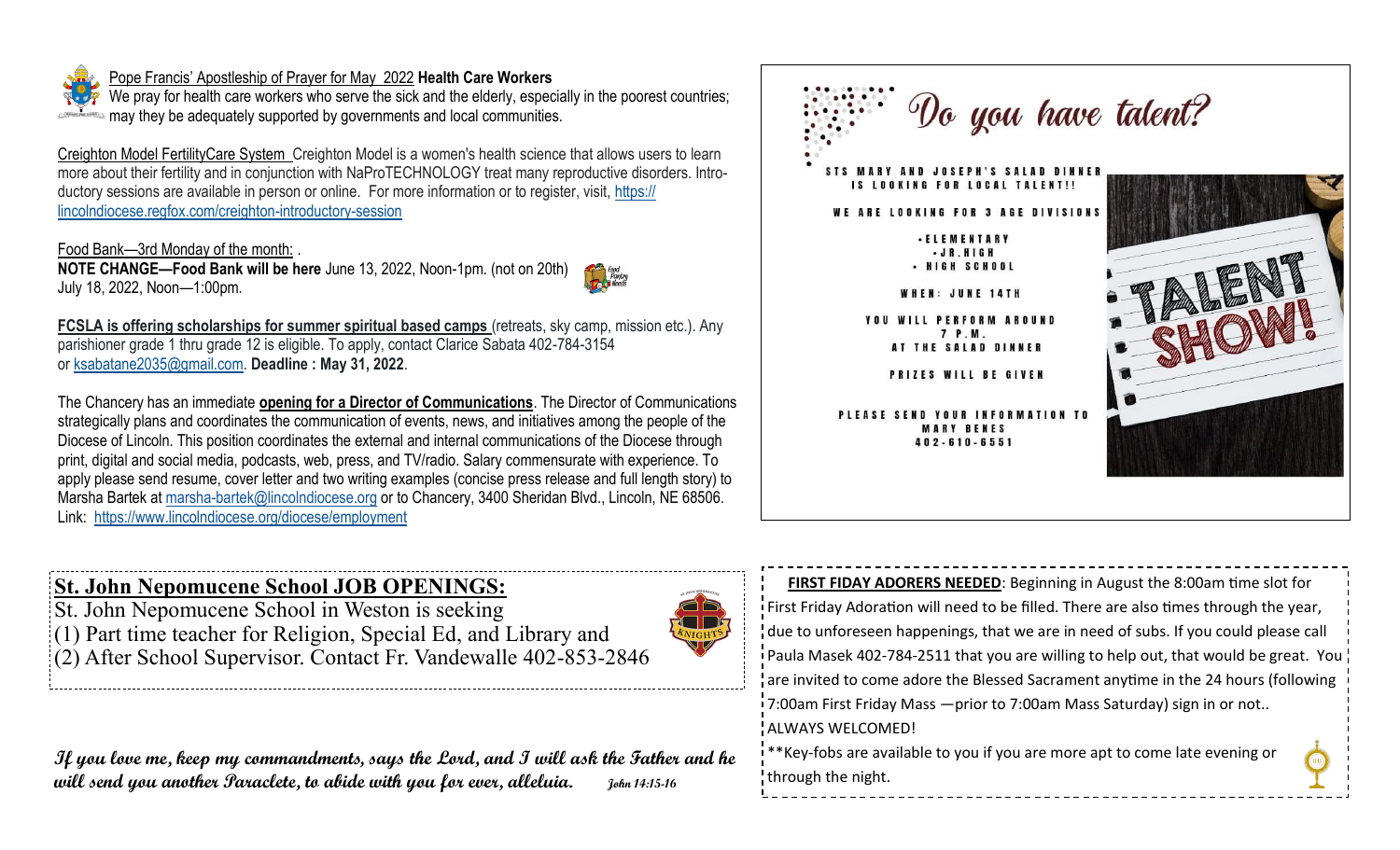Pope Francis' Apostleship of Prayer for May 2022 **Health Care Workers**
We pray for health care workers who serve the sick and the elderly, especially in the poorest countries; may they be adequately supported by governments and local communities.

Creighton Model FertilityCare System Creighton Model is a women's health science that allows users to learn more about their fertility and in conjunction with NaProTECHNOLOGY treat many reproductive disorders. Introductory sessions are available in person or online. For more information or to register, visit, https://lincolndiocese.regfox.com/creighton-introductory-session

Food Bank—3rd Monday of the month: .
**NOTE CHANGE—Food Bank will be here** June 13, 2022, Noon-1pm. (not on 20th)
July 18, 2022, Noon—1:00pm.

**FCSLA is offering scholarships for summer spiritual based camps** (retreats, sky camp, mission etc.). Any parishioner grade 1 thru grade 12 is eligible. To apply, contact Clarice Sabata 402-784-3154 or ksabatane2035@gmail.com. **Deadline : May 31, 2022**.

The Chancery has an immediate **opening for a Director of Communications**. The Director of Communications strategically plans and coordinates the communication of events, news, and initiatives among the people of the Diocese of Lincoln. This position coordinates the external and internal communications of the Diocese through print, digital and social media, podcasts, web, press, and TV/radio. Salary commensurate with experience. To apply please send resume, cover letter and two writing examples (concise press release and full length story) to Marsha Bartek at marsha-bartek@lincolndiocese.org or to Chancery, 3400 Sheridan Blvd., Lincoln, NE 68506.
Link: https://www.lincolndiocese.org/diocese/employment

## St. John Nepomucene School JOB OPENINGS:

St. John Nepomucene School in Weston is seeking
(1) Part time teacher for Religion, Special Ed, and Library and
(2) After School Supervisor. Contact Fr. Vandewalle 402-853-2846

***If you love me, keep my commandments, says the Lord, and I will ask the Father and he will send you another Paraclete, to abide with you for ever, alleluia.*** *John 14:15-16*

## Do you have talent?

STS MARY AND JOSEPH'S SALAD DINNER IS LOOKING FOR LOCAL TALENT!!

WE ARE LOOKING FOR 3 AGE DIVISIONS

- ELEMENTARY
- JR. HIGH
- HIGH SCHOOL

WHEN: JUNE 14TH

YOU WILL PERFORM AROUND 7 P.M. AT THE SALAD DINNER

PRIZES WILL BE GIVEN

PLEASE SEND YOUR INFORMATION TO MARY BENES 402-610-6551

TALENT SHOW!

**FIRST FIDAY ADORERS NEEDED**: Beginning in August the 8:00am time slot for First Friday Adoration will need to be filled. There are also times through the year, due to unforeseen happenings, that we are in need of subs. If you could please call Paula Masek 402-784-2511 that you are willing to help out, that would be great. You are invited to come adore the Blessed Sacrament anytime in the 24 hours (following 7:00am First Friday Mass —prior to 7:00am Mass Saturday) sign in or not.. ALWAYS WELCOMED!
**Key-fobs are available to you if you are more apt to come late evening or through the night.